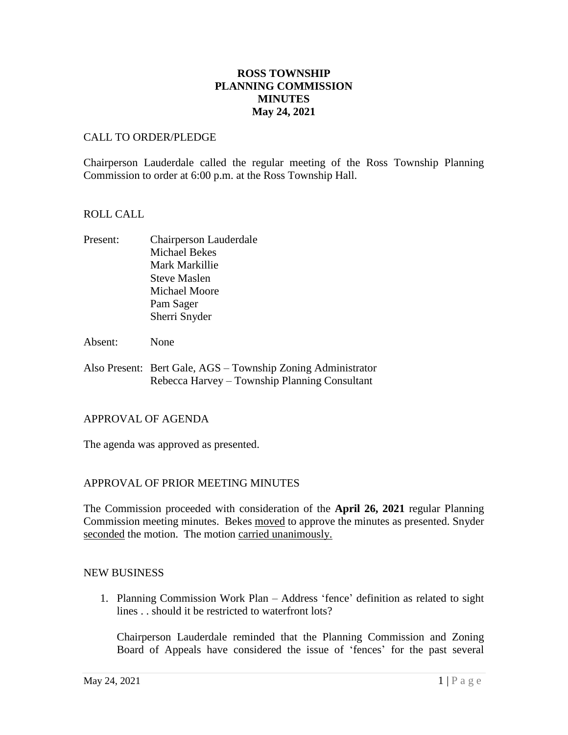# ROSS TOWNSHIP
# PLANNING COMMISSION
# MINUTES
# May 24, 2021

## CALL TO ORDER/PLEDGE

Chairperson Lauderdale called the regular meeting of the Ross Township Planning Commission to order at 6:00 p.m. at the Ross Township Hall.

## ROLL CALL

Present: Chairperson Lauderdale
Michael Bekes
Mark Markillie
Steve Maslen
Michael Moore
Pam Sager
Sherri Snyder

Absent: None

Also Present: Bert Gale, AGS – Township Zoning Administrator
Rebecca Harvey – Township Planning Consultant

## APPROVAL OF AGENDA

The agenda was approved as presented.

## APPROVAL OF PRIOR MEETING MINUTES

The Commission proceeded with consideration of the **April 26, 2021** regular Planning Commission meeting minutes. Bekes moved to approve the minutes as presented. Snyder seconded the motion. The motion carried unanimously.

## NEW BUSINESS

1. Planning Commission Work Plan – Address 'fence' definition as related to sight lines . . should it be restricted to waterfront lots?

   Chairperson Lauderdale reminded that the Planning Commission and Zoning Board of Appeals have considered the issue of 'fences' for the past several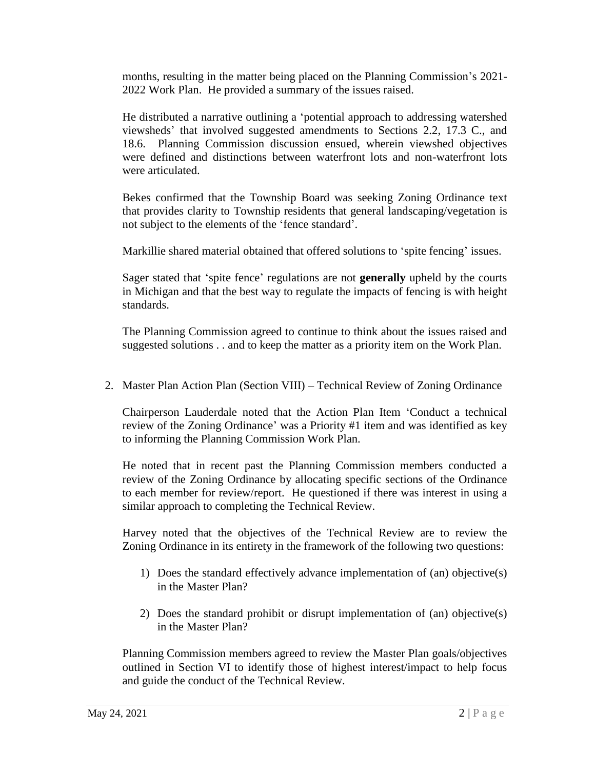months, resulting in the matter being placed on the Planning Commission's 2021-2022 Work Plan. He provided a summary of the issues raised.

He distributed a narrative outlining a 'potential approach to addressing watershed viewsheds' that involved suggested amendments to Sections 2.2, 17.3 C., and 18.6. Planning Commission discussion ensued, wherein viewshed objectives were defined and distinctions between waterfront lots and non-waterfront lots were articulated.

Bekes confirmed that the Township Board was seeking Zoning Ordinance text that provides clarity to Township residents that general landscaping/vegetation is not subject to the elements of the 'fence standard'.

Markillie shared material obtained that offered solutions to 'spite fencing' issues.

Sager stated that 'spite fence' regulations are not **generally** upheld by the courts in Michigan and that the best way to regulate the impacts of fencing is with height standards.

The Planning Commission agreed to continue to think about the issues raised and suggested solutions . . and to keep the matter as a priority item on the Work Plan.

2. Master Plan Action Plan (Section VIII) – Technical Review of Zoning Ordinance

   Chairperson Lauderdale noted that the Action Plan Item 'Conduct a technical review of the Zoning Ordinance' was a Priority #1 item and was identified as key to informing the Planning Commission Work Plan.

   He noted that in recent past the Planning Commission members conducted a review of the Zoning Ordinance by allocating specific sections of the Ordinance to each member for review/report. He questioned if there was interest in using a similar approach to completing the Technical Review.

   Harvey noted that the objectives of the Technical Review are to review the Zoning Ordinance in its entirety in the framework of the following two questions:

   1) Does the standard effectively advance implementation of (an) objective(s) in the Master Plan?

   2) Does the standard prohibit or disrupt implementation of (an) objective(s) in the Master Plan?

   Planning Commission members agreed to review the Master Plan goals/objectives outlined in Section VI to identify those of highest interest/impact to help focus and guide the conduct of the Technical Review.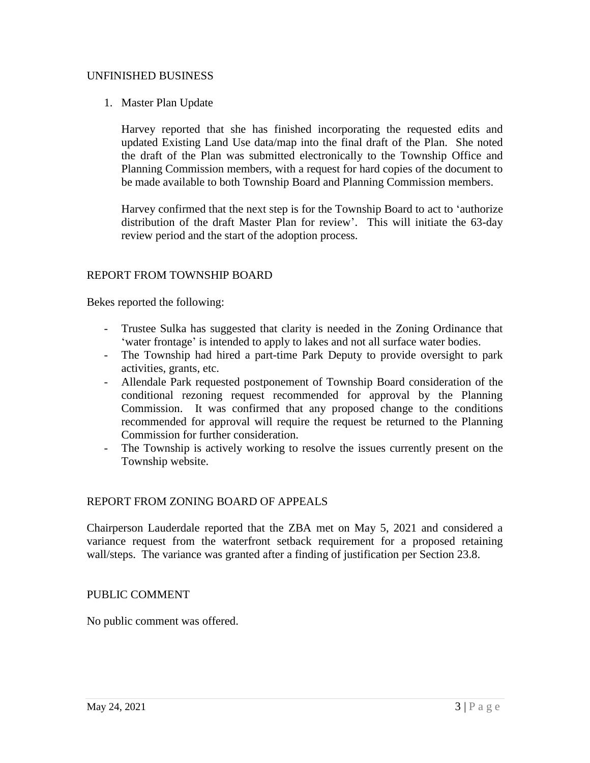## UNFINISHED BUSINESS

1. Master Plan Update

   Harvey reported that she has finished incorporating the requested edits and updated Existing Land Use data/map into the final draft of the Plan. She noted the draft of the Plan was submitted electronically to the Township Office and Planning Commission members, with a request for hard copies of the document to be made available to both Township Board and Planning Commission members.

   Harvey confirmed that the next step is for the Township Board to act to 'authorize distribution of the draft Master Plan for review'. This will initiate the 63-day review period and the start of the adoption process.

## REPORT FROM TOWNSHIP BOARD

Bekes reported the following:

- Trustee Sulka has suggested that clarity is needed in the Zoning Ordinance that 'water frontage' is intended to apply to lakes and not all surface water bodies.
- The Township had hired a part-time Park Deputy to provide oversight to park activities, grants, etc.
- Allendale Park requested postponement of Township Board consideration of the conditional rezoning request recommended for approval by the Planning Commission. It was confirmed that any proposed change to the conditions recommended for approval will require the request be returned to the Planning Commission for further consideration.
- The Township is actively working to resolve the issues currently present on the Township website.

## REPORT FROM ZONING BOARD OF APPEALS

Chairperson Lauderdale reported that the ZBA met on May 5, 2021 and considered a variance request from the waterfront setback requirement for a proposed retaining wall/steps. The variance was granted after a finding of justification per Section 23.8.

## PUBLIC COMMENT

No public comment was offered.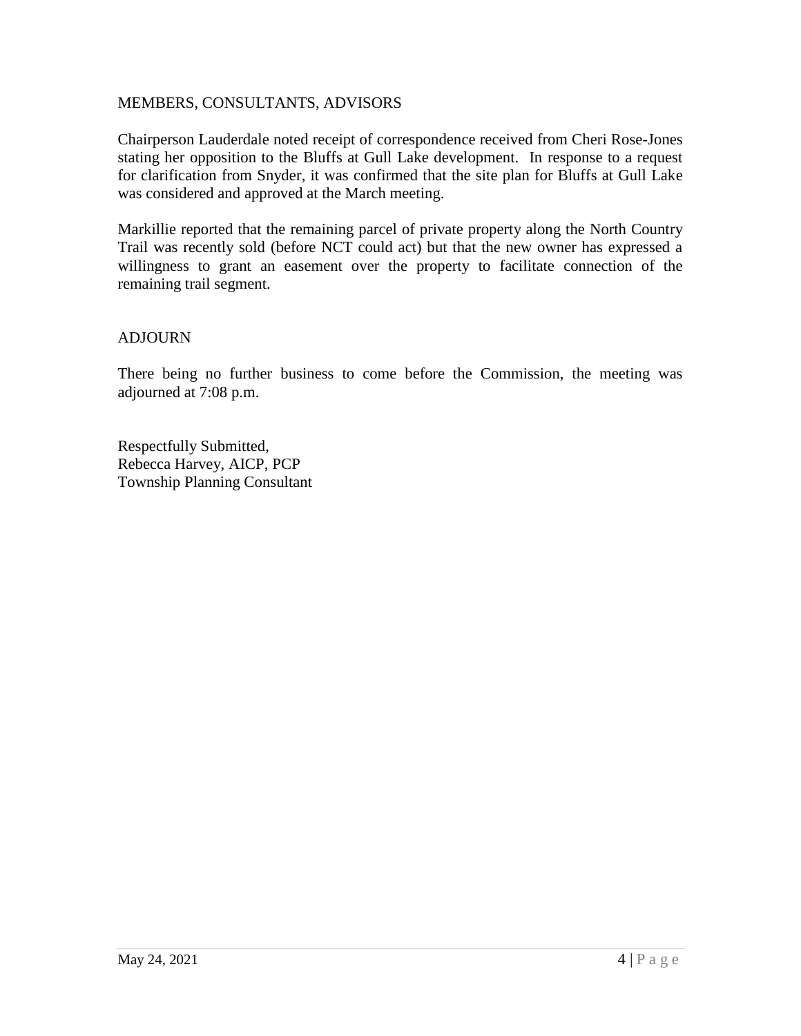## MEMBERS, CONSULTANTS, ADVISORS

Chairperson Lauderdale noted receipt of correspondence received from Cheri Rose-Jones stating her opposition to the Bluffs at Gull Lake development. In response to a request for clarification from Snyder, it was confirmed that the site plan for Bluffs at Gull Lake was considered and approved at the March meeting.

Markillie reported that the remaining parcel of private property along the North Country Trail was recently sold (before NCT could act) but that the new owner has expressed a willingness to grant an easement over the property to facilitate connection of the remaining trail segment.

## ADJOURN

There being no further business to come before the Commission, the meeting was adjourned at 7:08 p.m.

Respectfully Submitted,
Rebecca Harvey, AICP, PCP
Township Planning Consultant